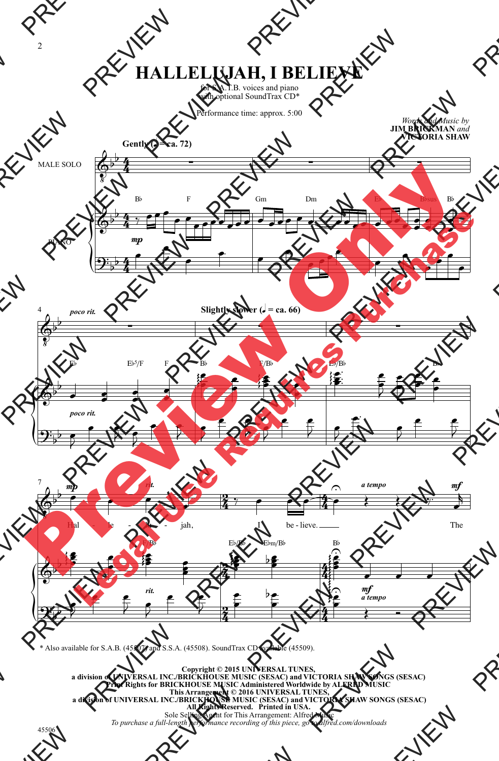# HALLELUJAH, I BELIEVE

for S.A.T.B. voices and piano
with optional SoundTrax CD*

Performance time: approx. 5:00

*Words and Music by*
**JIM BRICKMAN** *and*
**VICTORIA SHAW**

Gently (♩ = ca. 72)

MALE SOLO

PIANO

Slightly slower (♩ = ca. 66)

Hal - le - lu - jah, I be - lieve. The

\* Also available for S.A.B. (45507) and S.S.A. (45508). SoundTrax CD available (45509).

**Copyright © 2015 UNIVERSAL TUNES,**
**a division of UNIVERSAL INC./BRICKHOUSE MUSIC (SESAC) and VICTORIA SHAW SONGS (SESAC)**
**Print Rights for BRICKHOUSE MUSIC Administered Worldwide by ALFRED MUSIC**
**This Arrangement © 2016 UNIVERSAL TUNES,**
**a division of UNIVERSAL INC./BRICKHOUSE MUSIC (SESAC) and VICTORIA SHAW SONGS (SESAC)**
**All Rights Reserved. Printed in USA.**
Sole Selling Agent for This Arrangement: Alfred Music
*To purchase a full-length performance recording of this piece, go to alfred.com/downloads*

45506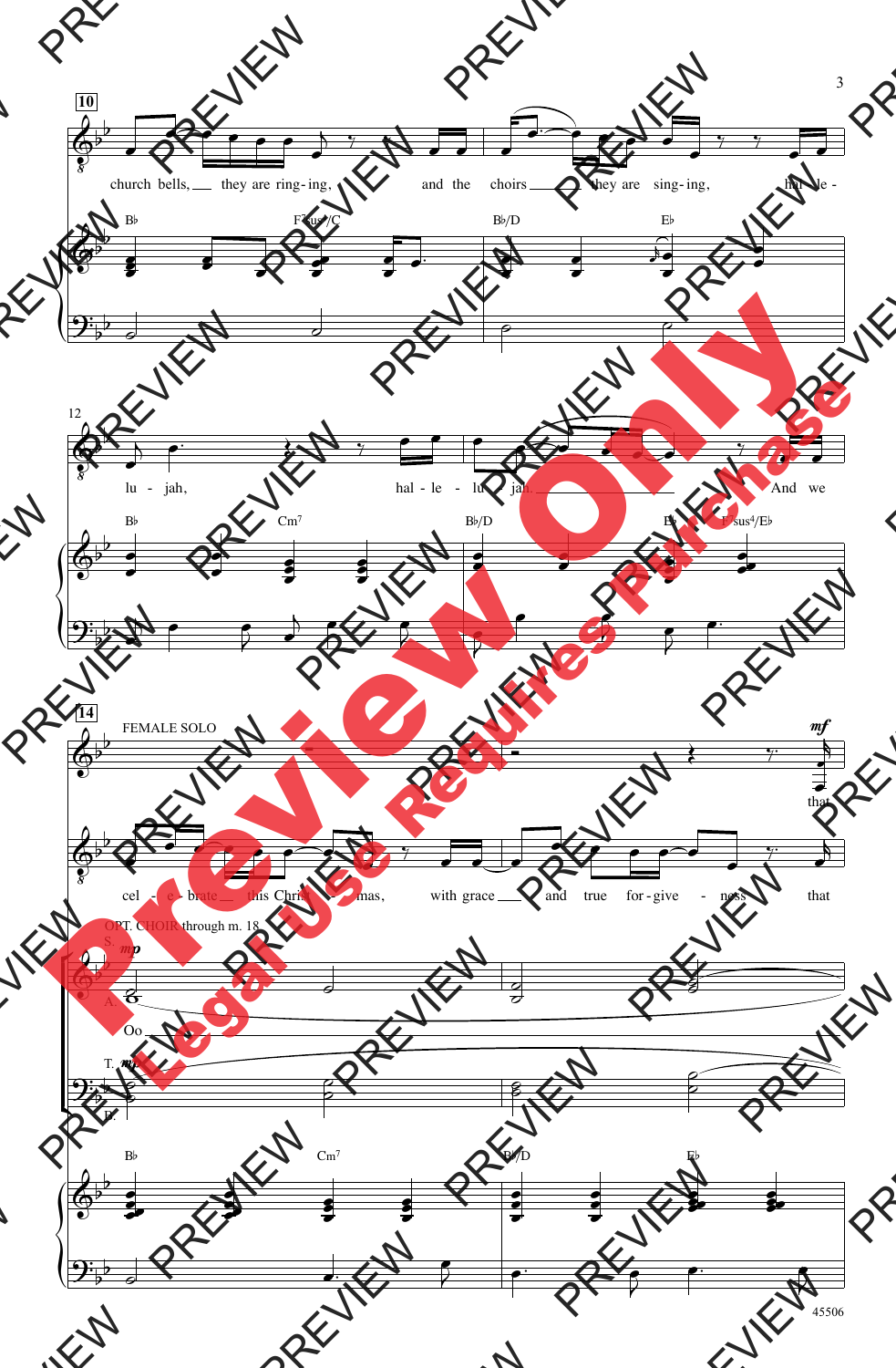church bells, they are ring-ing, and the choirs they are sing-ing, hal-le-

lu-jah, hal-le-lu-jah. And we

FEMALE SOLO

that

cel-e-brate this Christ-mas, with grace and true for-give-ness that

OPT. CHOIR through m. 18

Oo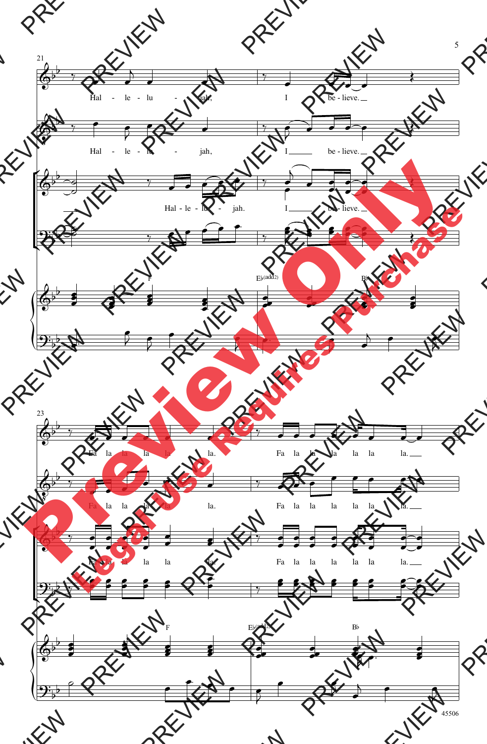Hal - le - lu - jah, I be - lieve.

Hal - le - lu - jah, I be - lieve.

Hal - le - lu - jah. I be - lieve.

F E♭(add2) B♭

Fa la la la la la. Fa la la la la la la.

Fa la la la la la. Fa la la la la la la.

Fa la la la la la. Fa la la la la la la.

F E♭(add2) B♭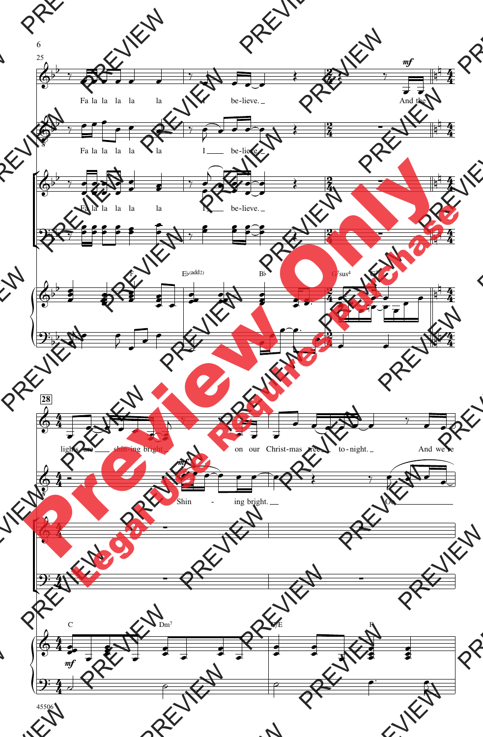Fa la la la la la I be-lieve. And the

Fa la la la la la I be-lieve.

Fa la la la la la I be-lieve.

F Eb(add2) Bb G7sus4 G7

28

lights are shin-ing bright on our Christ-mas tree, to-night. And we're

Shin - ing bright. Oo

C Dm7 C/E F

45506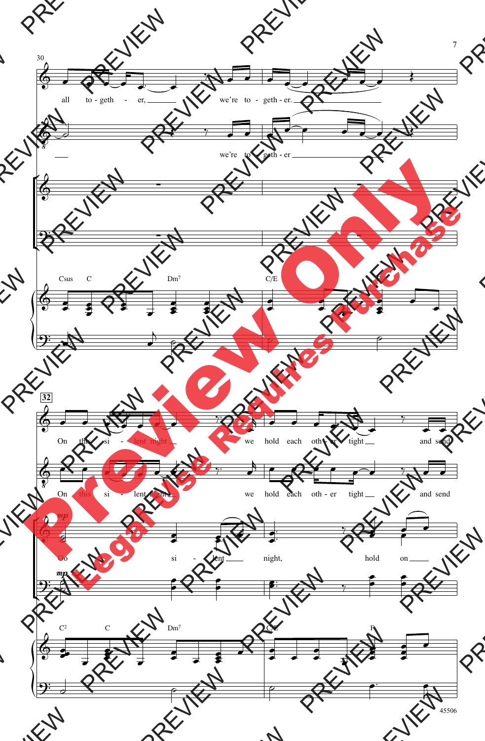30

all to - geth - er, we're to - geth - er.

we're to - geth - er

Csus C Dm7 C/E

32

On this si - lent night we hold each oth - er tight and send

On this si - lent night we hold each oth - er tight and send

*mp*

Oo si - lent night, hold on

*mp*

C2 C Dm7 C/E F

45506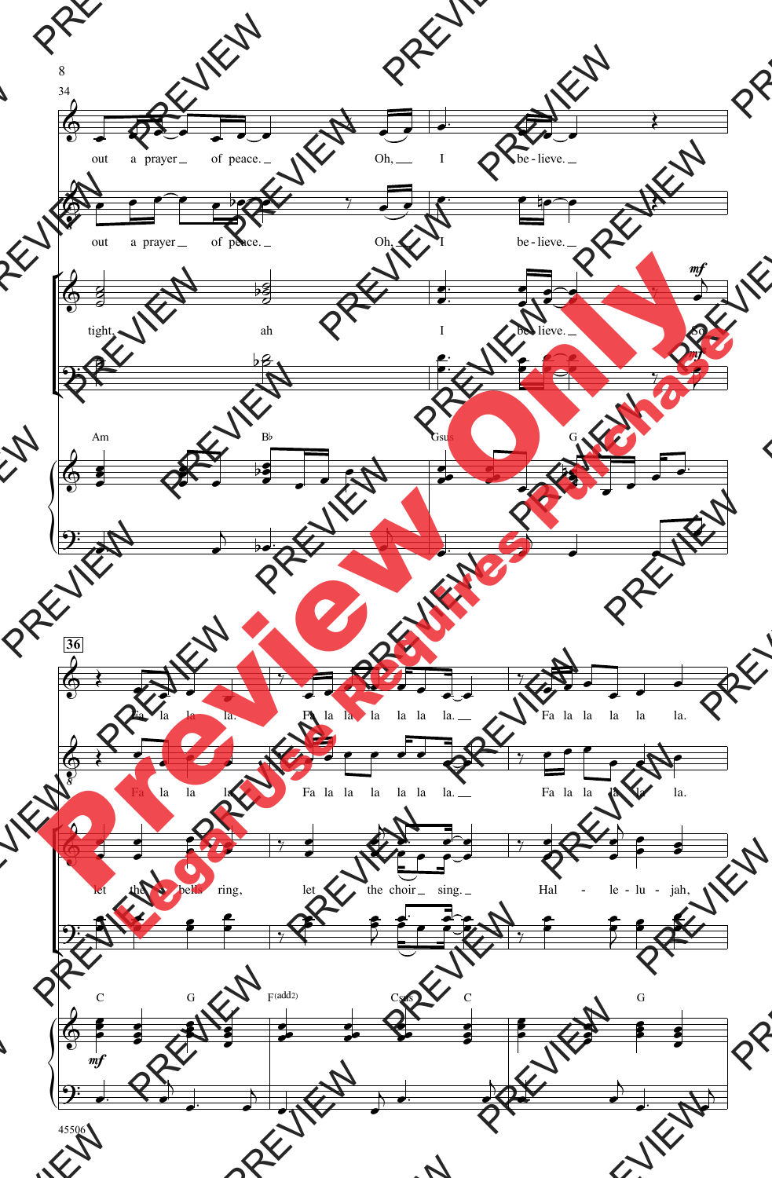34

out a prayer of peace. Oh, I be - lieve.

out a prayer of peace. Oh, I be - lieve.

tight, ah I be - lieve. So

Am Bb Gsus G

36

Fa la la la. Fa la la la la la la. Fa la la la la la.

Fa la la la. Fa la la la la la la. Fa la la la la la.

let the bells ring, let the choir sing. Hal - le - lu - jah,

C G F(add2) Csus C G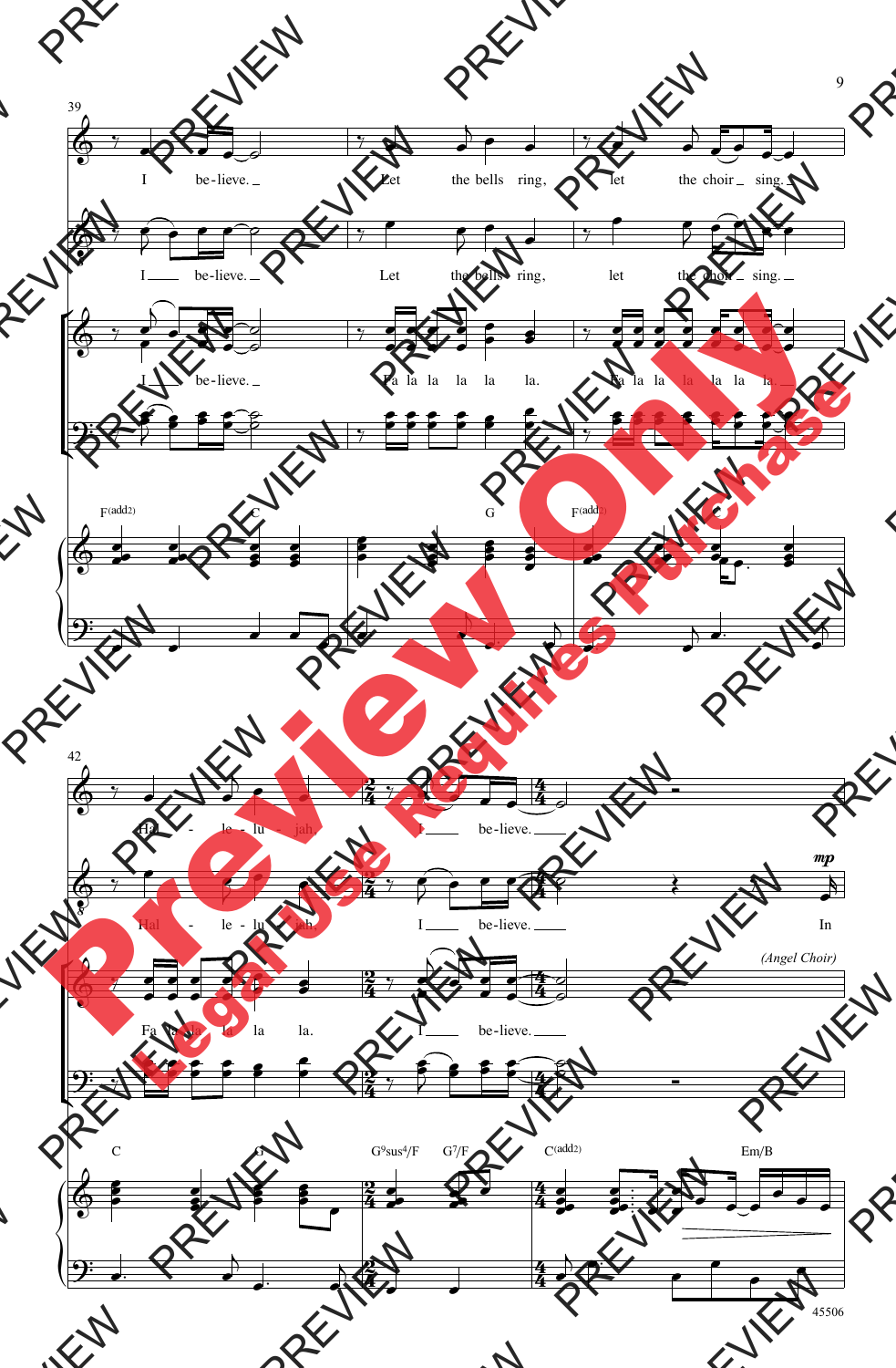39

I be-lieve. Let the bells ring, let the choir sing.

I be-lieve. Let the bells ring, let the choir sing.

I be-lieve. Fa la la la la la. Fa la la la la la la

F(add2) C G F(add2) C

42

Hal - le - lu jah. I be-lieve.

Hal - le - lu jah. I be-lieve. *mp* In

Fa la la la la la. I be-lieve. *(Angel Choir)*

C G G9sus4/F G7/F C(add2) Em/B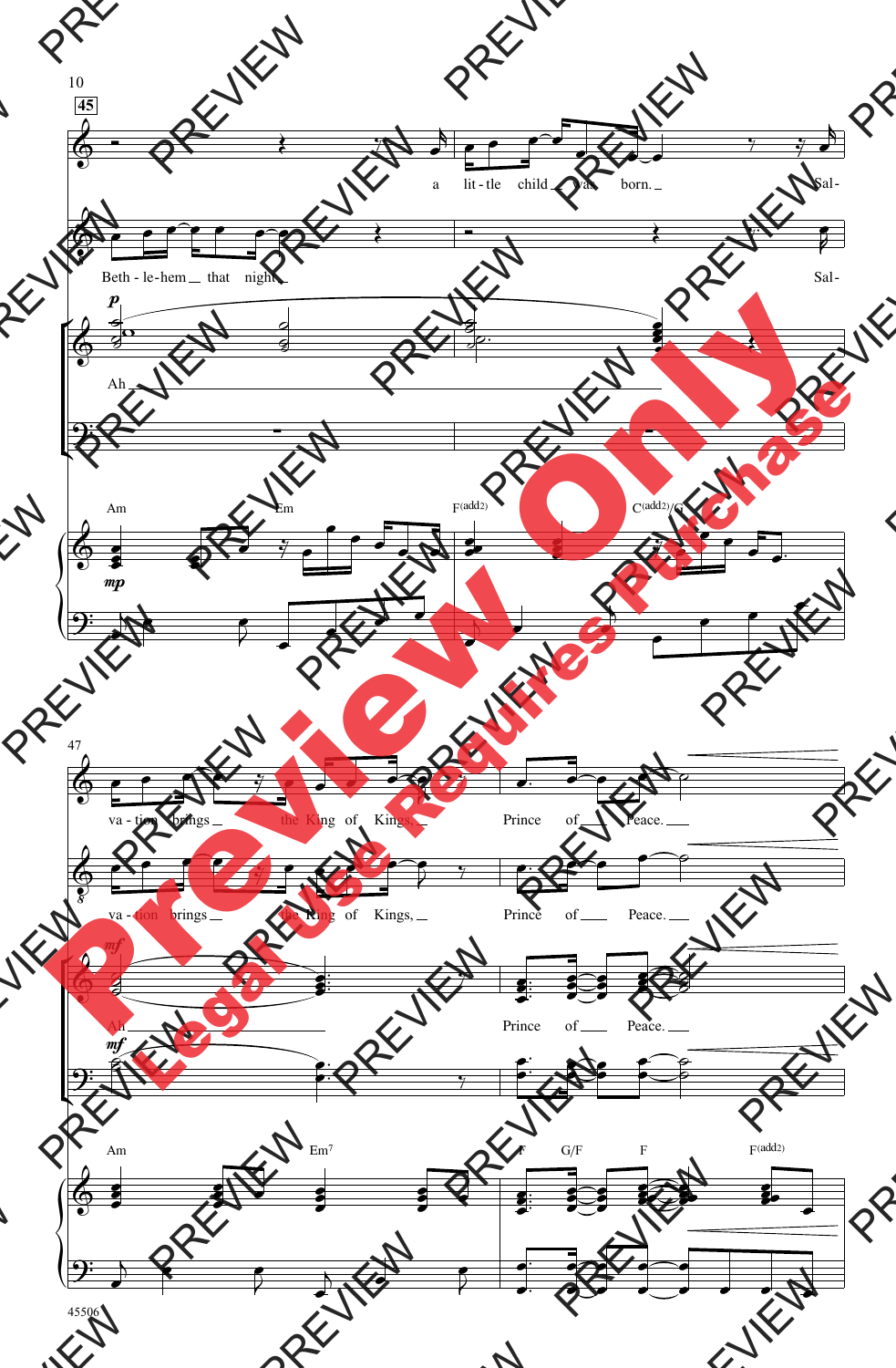**45**

a lit - tle child was born. Sal-

Beth - le - hem that night Sal-

*p*

Ah

Am Em F(add2) C(add2)/G

*mp*

47

va - tion brings the King of Kings, Prince of Peace.

va - tion brings the King of Kings, Prince of Peace.

*mf*

Ah Prince of Peace.

*mf*

Am Em7 F G/F F F(add2)

45506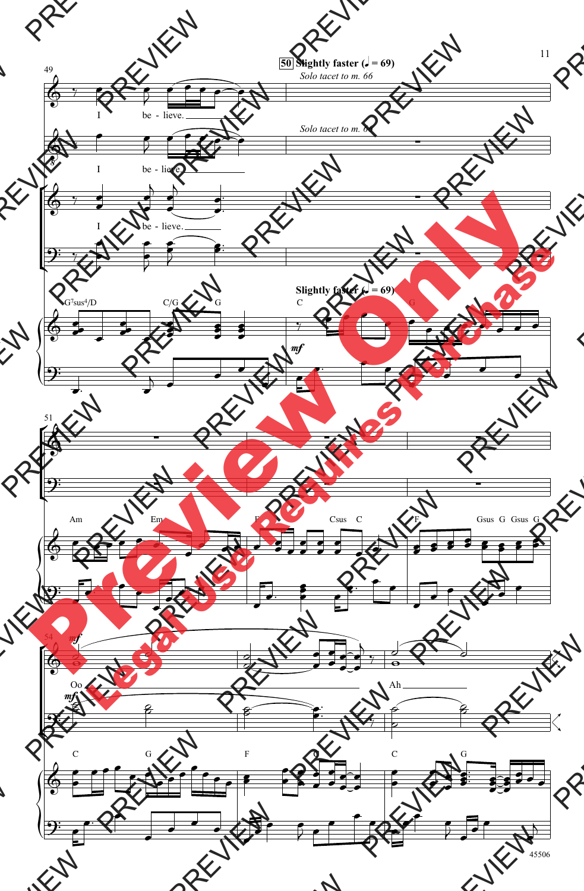49

**50** **Slightly faster (♩ = 69)**

*Solo tacet to m. 66*

I be - lieve.

*Solo tacet to m. 66*

I be - lieve.

I be - lieve.

G7sus4/D C/G G

**Slightly faster (♩ = 69)**

C G

*mf*

51

Am Em F Csus C F Gsus G Gsus G

54

*mf*

Oo Ah

*mf*

C G F C G

45506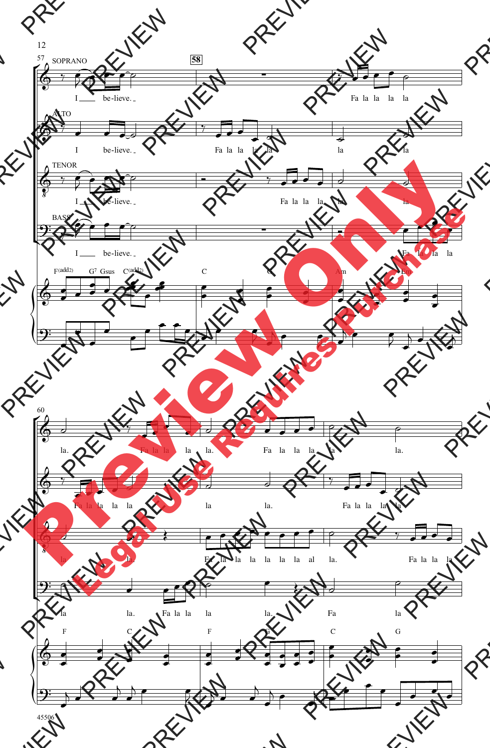SOPRANO

I be-lieve. Fa la la la la

ALTO

I be-lieve. Fa la la la la la la

TENOR

I be-lieve. Fa la la la la la

BASS

I be-lieve. Fa la la la

F(add2) G7 Gsus C(add2) C G Am Em

la. Fa la la la la. Fa la la la la. la.

Fa la la la la la la. Fa la la la la

la la. Fa la la la la la la al la. Fa la la la

la la. Fa la la la la. Fa la

F C F G C G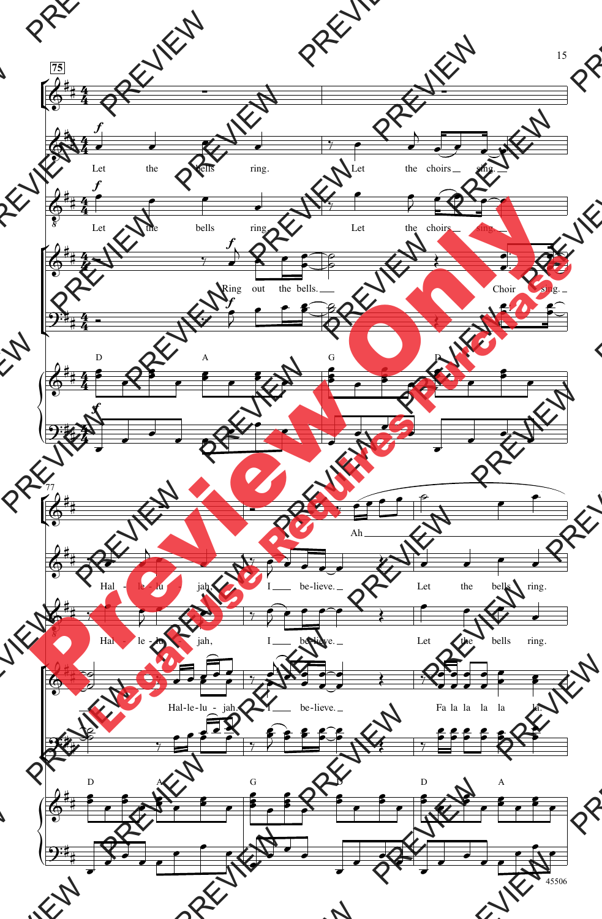75

Let the bells ring. Let the choirs sing.

Let the bells ring. Let the choirs sing.

Ring out the bells. Choir sing.

D A G D

77

Ah

Hal - le - lu - jah, I believe. Let the bells ring.

Hal - le - lu - jah, I believe. Let the bells ring.

Hal-le-lu - jah. I believe. Fa la la la la la.

D A G D D A

45506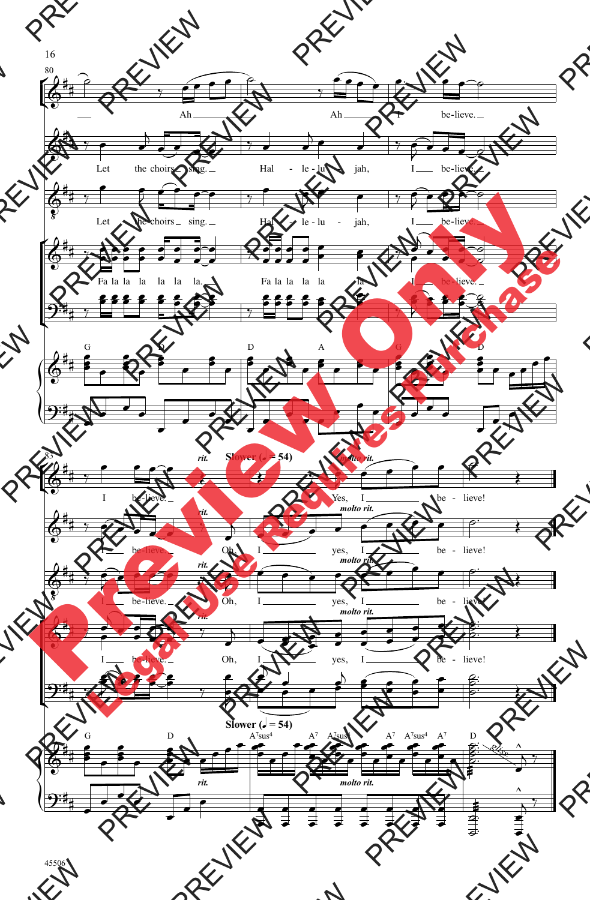80

Ah — Ah — I be-lieve. —

Let the choirs sing. — Hal - le - lu - jah, I — be-lieve. —

Let the choirs sing. — Hal - le - lu - jah, I — be-lieve. —

Fa la la la la la la. — Fa la la la la la I — be-lieve. —

G D D A G D

83

*rit.* **Slower (♩ = 54)** *molto rit.*

I be-lieve. — Yes, I — be - lieve!

I — be-lieve. — Oh, I — yes, I — be - lieve!

I — be-lieve. — Oh, I — yes, I — be - lieve!

I — be-lieve. — Oh, I — yes, I — be - lieve!

**Slower (♩ = 54)**

G D $A^7sus^4$ $A^7$ $A^7sus^4$ $A^7$ $A^7sus^4$ $A^7$ D

*rit.* *molto rit.* *gliss.*